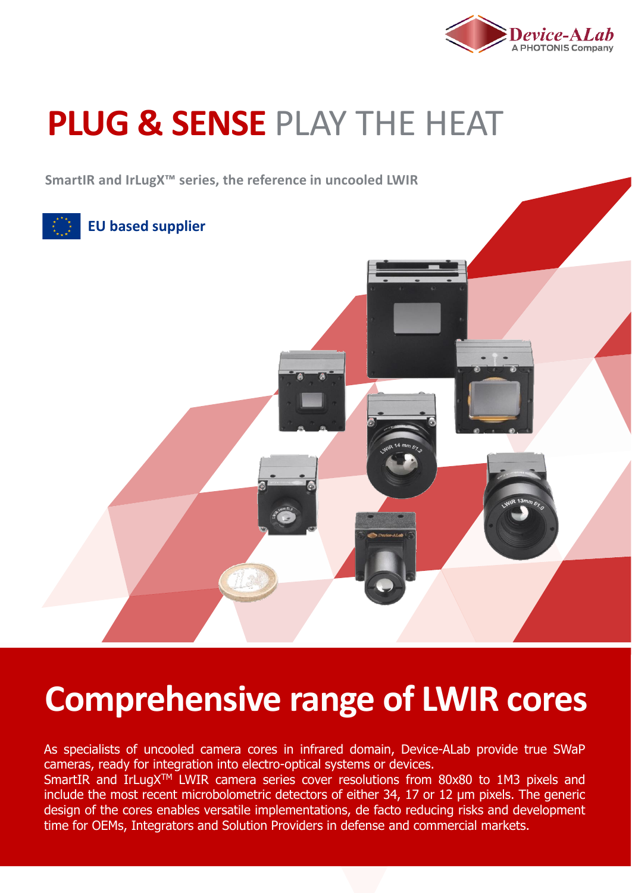Device-ALab
A PHOTONIS Company

# **PLUG & SENSE** PLAY THE HEAT

**SmartIR and IrLugX™ series, the reference in uncooled LWIR**

**EU based supplier**

## Comprehensive range of LWIR cores

As specialists of uncooled camera cores in infrared domain, Device-ALab provide true SWaP cameras, ready for integration into electro-optical systems or devices.
SmartIR and IrLugX™ LWIR camera series cover resolutions from 80x80 to 1M3 pixels and include the most recent microbolometric detectors of either 34, 17 or 12 µm pixels. The generic design of the cores enables versatile implementations, de facto reducing risks and development time for OEMs, Integrators and Solution Providers in defense and commercial markets.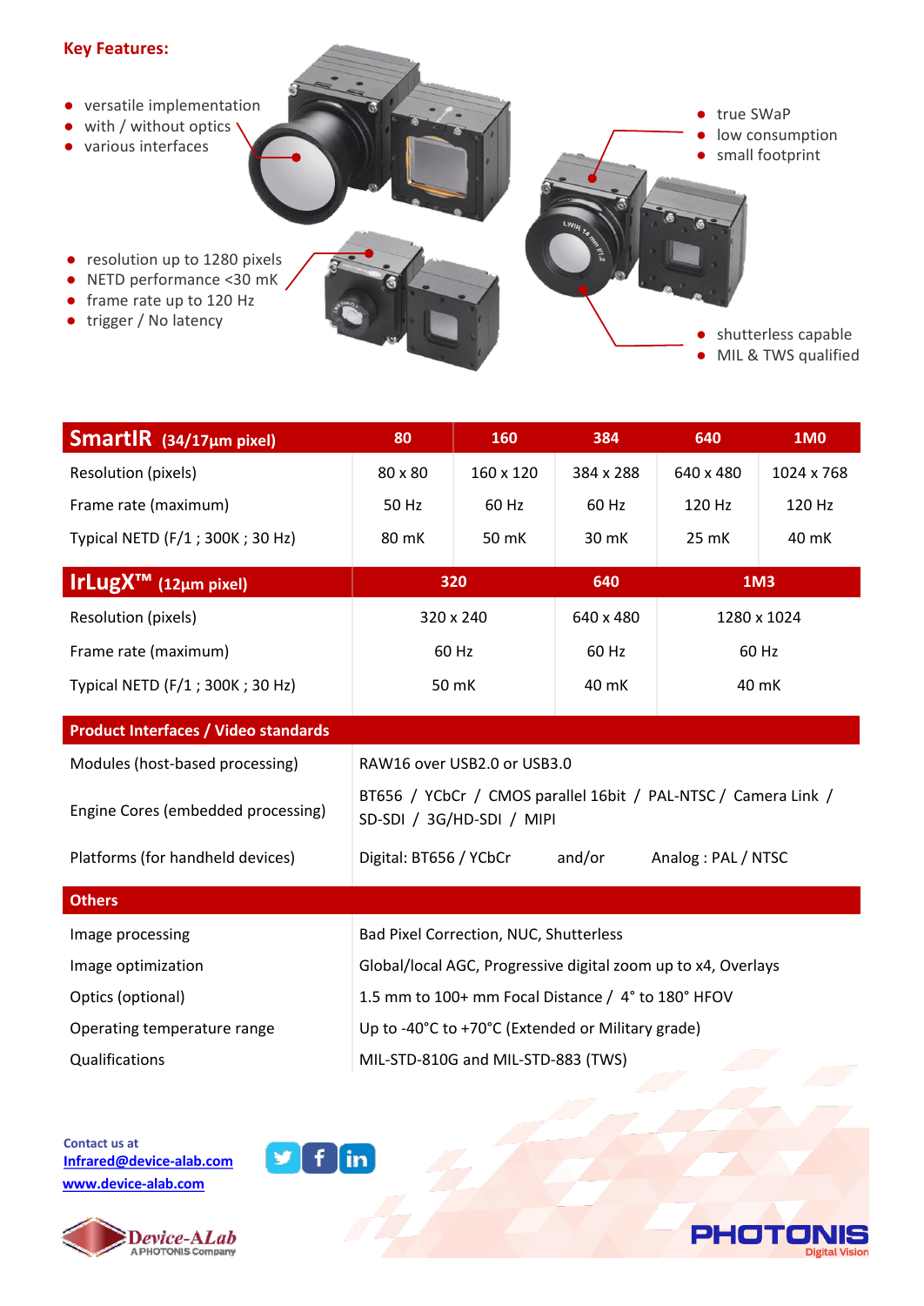**Key Features:**

- versatile implementation
- with / without optics
- various interfaces

- true SWaP
- low consumption
- small footprint

- resolution up to 1280 pixels
- NETD performance <30 mK
- frame rate up to 120 Hz
- trigger / No latency

- shutterless capable
- MIL & TWS qualified

| **SmartIR** (34/17µm pixel) | 80 | 160 | 384 | 640 | 1M0 |
|---|---|---|---|---|---|
| Resolution (pixels) | 80 x 80 | 160 x 120 | 384 x 288 | 640 x 480 | 1024 x 768 |
| Frame rate (maximum) | 50 Hz | 60 Hz | 60 Hz | 120 Hz | 120 Hz |
| Typical NETD (F/1 ; 300K ; 30 Hz) | 80 mK | 50 mK | 30 mK | 25 mK | 40 mK |

| **IrLugX™** (12µm pixel) | 320 | 640 | 1M3 |
|---|---|---|---|
| Resolution (pixels) | 320 x 240 | 640 x 480 | 1280 x 1024 |
| Frame rate (maximum) | 60 Hz | 60 Hz | 60 Hz |
| Typical NETD (F/1 ; 300K ; 30 Hz) | 50 mK | 40 mK | 40 mK |

| **Product Interfaces / Video standards** | |
|---|---|
| Modules (host-based processing) | RAW16 over USB2.0 or USB3.0 |
| Engine Cores (embedded processing) | BT656 / YCbCr / CMOS parallel 16bit / PAL-NTSC / Camera Link / SD-SDI / 3G/HD-SDI / MIPI |
| Platforms (for handheld devices) | Digital: BT656 / YCbCr and/or Analog : PAL / NTSC |

| **Others** | |
|---|---|
| Image processing | Bad Pixel Correction, NUC, Shutterless |
| Image optimization | Global/local AGC, Progressive digital zoom up to x4, Overlays |
| Optics (optional) | 1.5 mm to 100+ mm Focal Distance / 4° to 180° HFOV |
| Operating temperature range | Up to -40°C to +70°C (Extended or Military grade) |
| Qualifications | MIL-STD-810G and MIL-STD-883 (TWS) |

Contact us at
[Infrared@device-alab.com](mailto:Infrared@device-alab.com)
[www.device-alab.com](http://www.device-alab.com)

Device-ALab
A PHOTONIS Company

PHOTONIS
Digital Vision